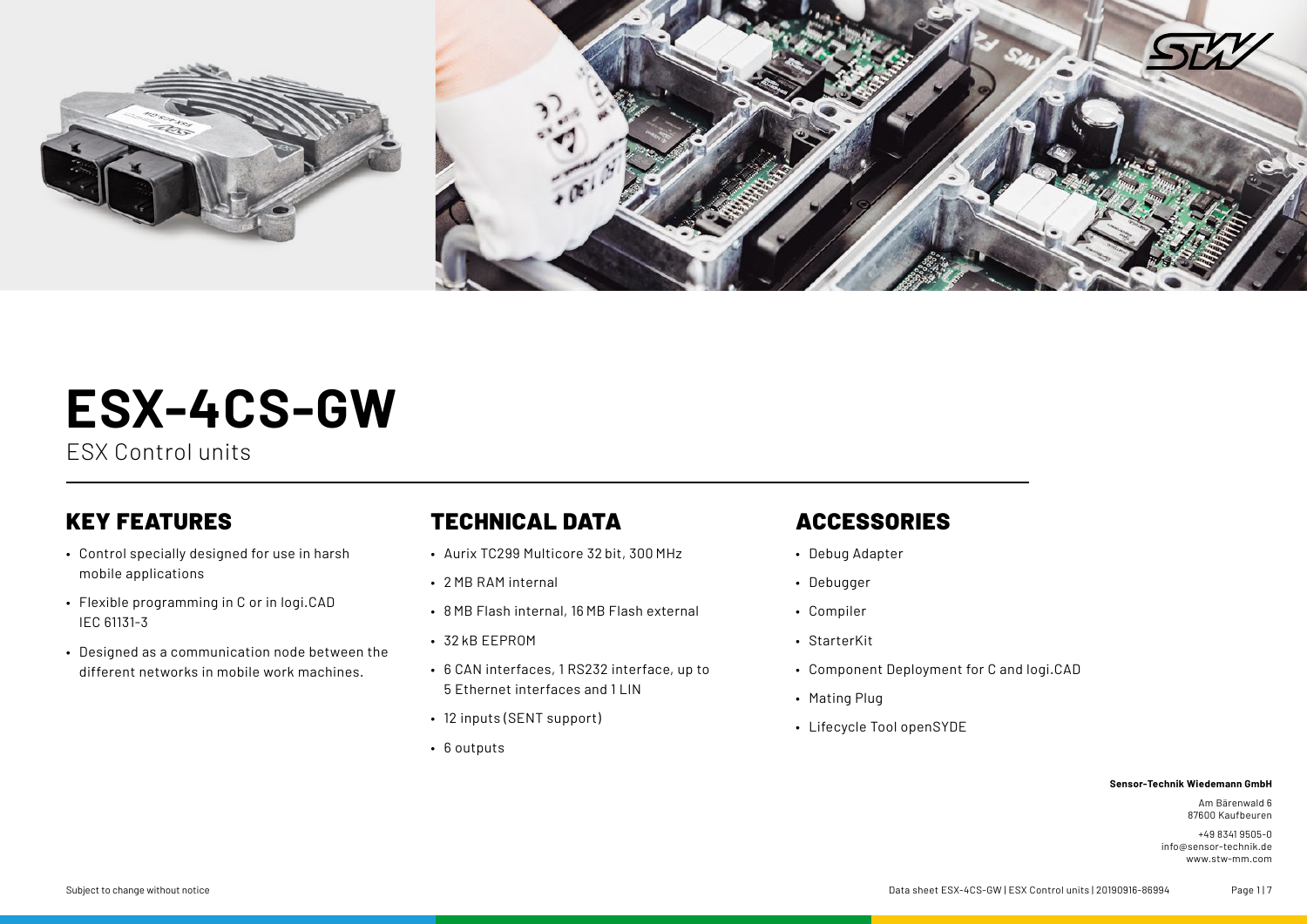# ESX-4CS-GW

ESX Control units

## KEY FEATURES

- Control specially designed for use in harsh mobile applications
- Flexible programming in C or in logi.CAD IEC 61131-3
- Designed as a communication node between the different networks in mobile work machines.

## TECHNICAL DATA

- Aurix TC299 Multicore 32 bit, 300 MHz
- 2 MB RAM internal
- 8 MB Flash internal, 16 MB Flash external
- 32 kB EEPROM
- 6 CAN interfaces, 1 RS232 interface, up to 5 Ethernet interfaces and 1 LIN
- 12 inputs (SENT support)
- 6 outputs

## ACCESSORIES

- Debug Adapter
- Debugger
- Compiler
- StarterKit
- Component Deployment for C and logi.CAD
- Mating Plug
- Lifecycle Tool openSYDE

**Sensor-Technik Wiedemann GmbH**

Am Bärenwald 6
87600 Kaufbeuren

+49 8341 9505-0
info@sensor-technik.de
www.stw-mm.com

Subject to change without notice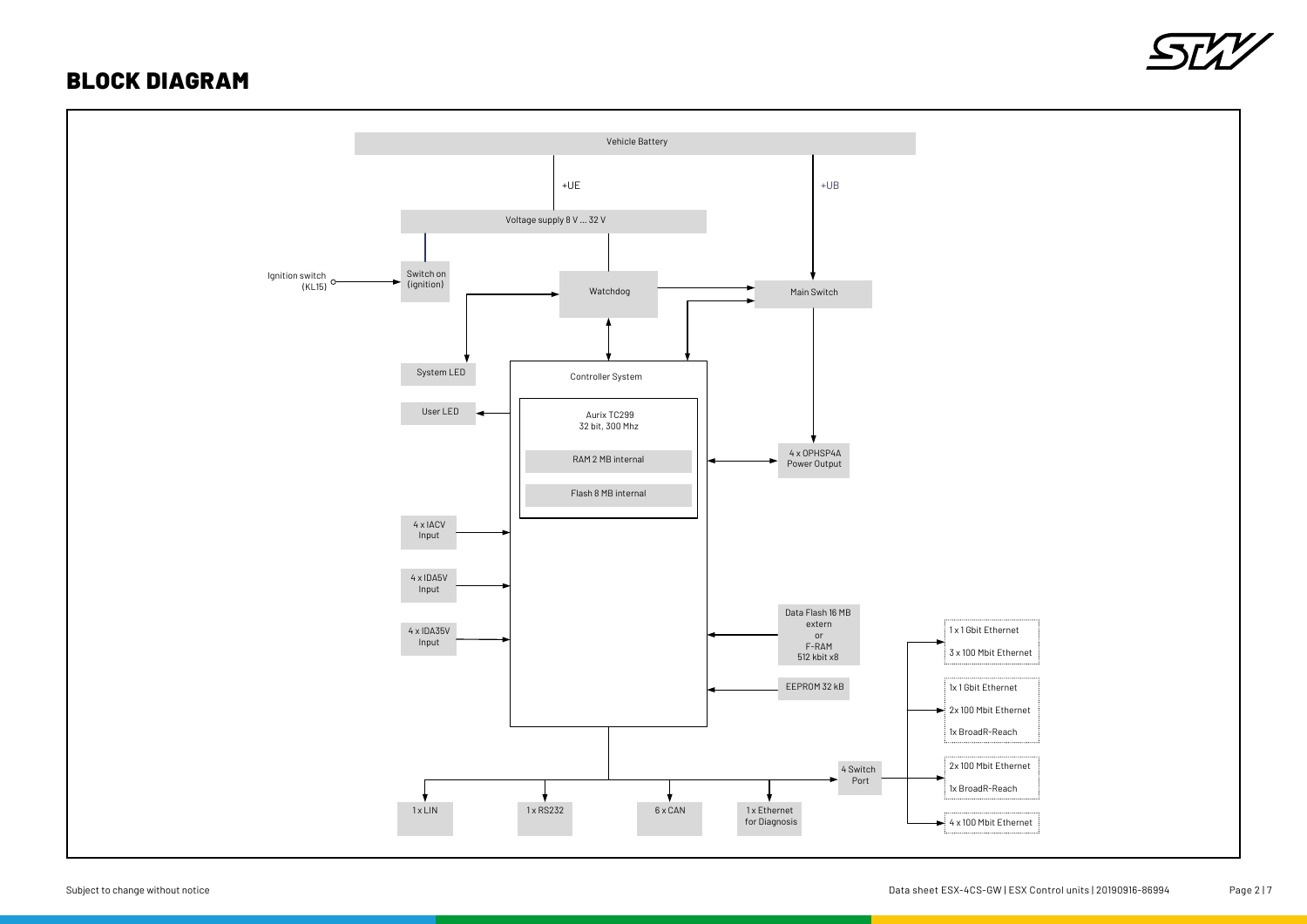# BLOCK DIAGRAM

Vehicle Battery

+UE

+UB

Voltage supply 8 V ... 32 V

Ignition switch (KL15)

Switch on (ignition)

Watchdog

Main Switch

System LED

Controller System

User LED

Aurix TC299
32 bit, 300 Mhz

RAM 2 MB internal

Flash 8 MB internal

4 x OPHSP4A Power Output

4 x IACV Input

4 x IDA5V Input

4 x IDA35V Input

Data Flash 16 MB extern or F-RAM 512 kbit x8

EEPROM 32 kB

1 x 1 Gbit Ethernet
3 x 100 Mbit Ethernet

1x 1 Gbit Ethernet
2x 100 Mbit Ethernet
1x BroadR-Reach

2x 100 Mbit Ethernet
1x BroadR-Reach

4 x 100 Mbit Ethernet

4 Switch Port

1 x LIN

1 x RS232

6 x CAN

1 x Ethernet for Diagnosis

Subject to change without notice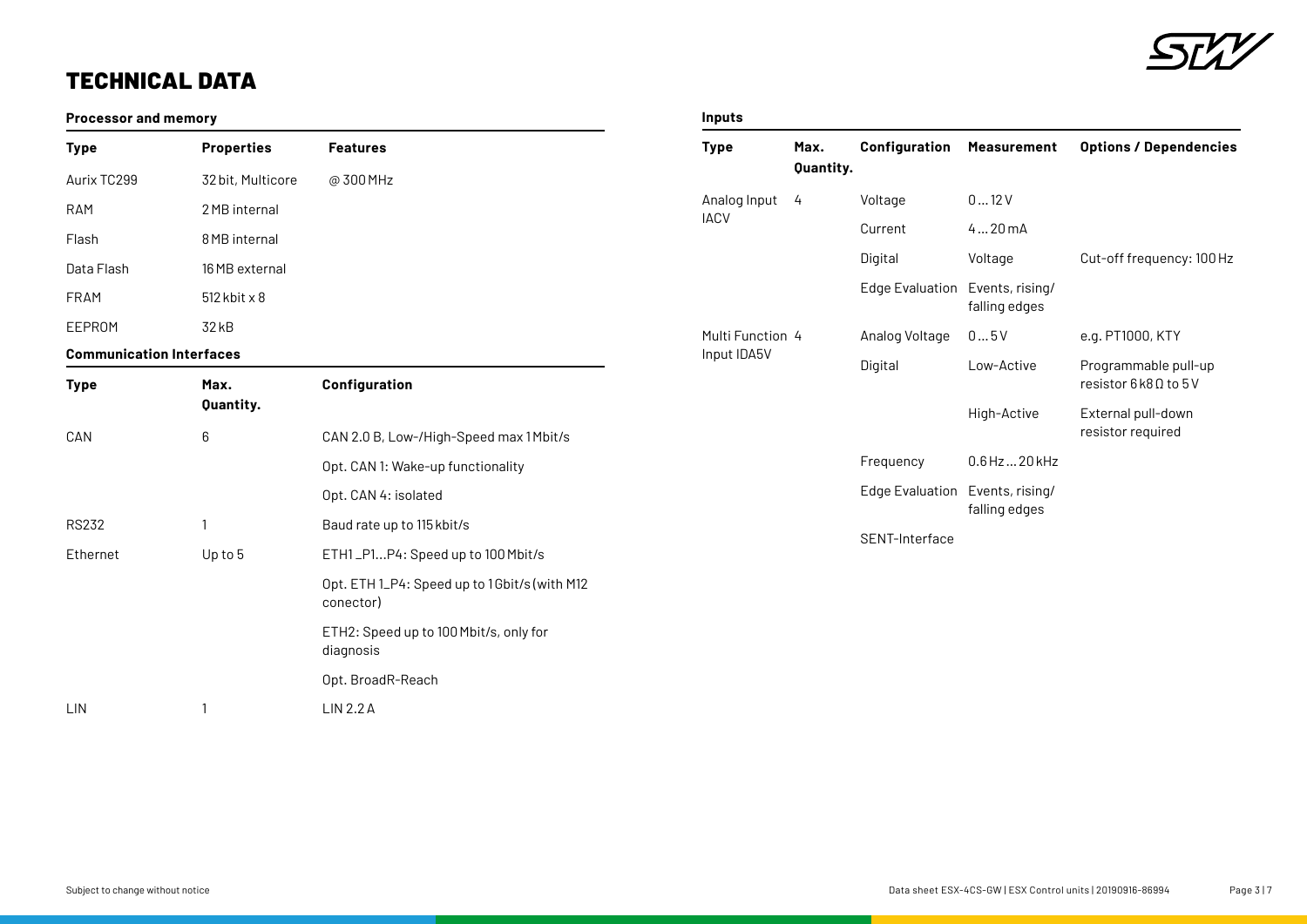# TECHNICAL DATA

### Processor and memory

| Type | Properties | Features |
| --- | --- | --- |
| Aurix TC299 | 32 bit, Multicore | @ 300 MHz |
| RAM | 2 MB internal | |
| Flash | 8 MB internal | |
| Data Flash | 16 MB external | |
| FRAM | 512 kbit x 8 | |
| EEPROM | 32 kB | |

### Communication Interfaces

| Type | Max. Quantity. | Configuration |
| --- | --- | --- |
| CAN | 6 | CAN 2.0 B, Low-/High-Speed max 1 Mbit/s |
| | | Opt. CAN 1: Wake-up functionality |
| | | Opt. CAN 4: isolated |
| RS232 | 1 | Baud rate up to 115 kbit/s |
| Ethernet | Up to 5 | ETH1 _P1...P4: Speed up to 100 Mbit/s |
| | | Opt. ETH 1_P4: Speed up to 1 Gbit/s (with M12 conector) |
| | | ETH2: Speed up to 100 Mbit/s, only for diagnosis |
| | | Opt. BroadR-Reach |
| LIN | 1 | LIN 2.2 A |

### Inputs

| Type | Max. Quantity. | Configuration | Measurement | Options / Dependencies |
| --- | --- | --- | --- | --- |
| Analog Input IACV | 4 | Voltage | 0 … 12 V | |
| | | Current | 4 … 20 mA | |
| | | Digital | Voltage | Cut-off frequency: 100 Hz |
| | | Edge Evaluation | Events, rising/ falling edges | |
| Multi Function Input IDA5V | 4 | Analog Voltage | 0 … 5 V | e.g. PT1000, KTY |
| | | Digital | Low-Active | Programmable pull-up resistor 6 k8 Ω to 5 V |
| | | | High-Active | External pull-down resistor required |
| | | Frequency | 0.6 Hz … 20 kHz | |
| | | Edge Evaluation | Events, rising/ falling edges | |
| | | SENT-Interface | | |

Subject to change without notice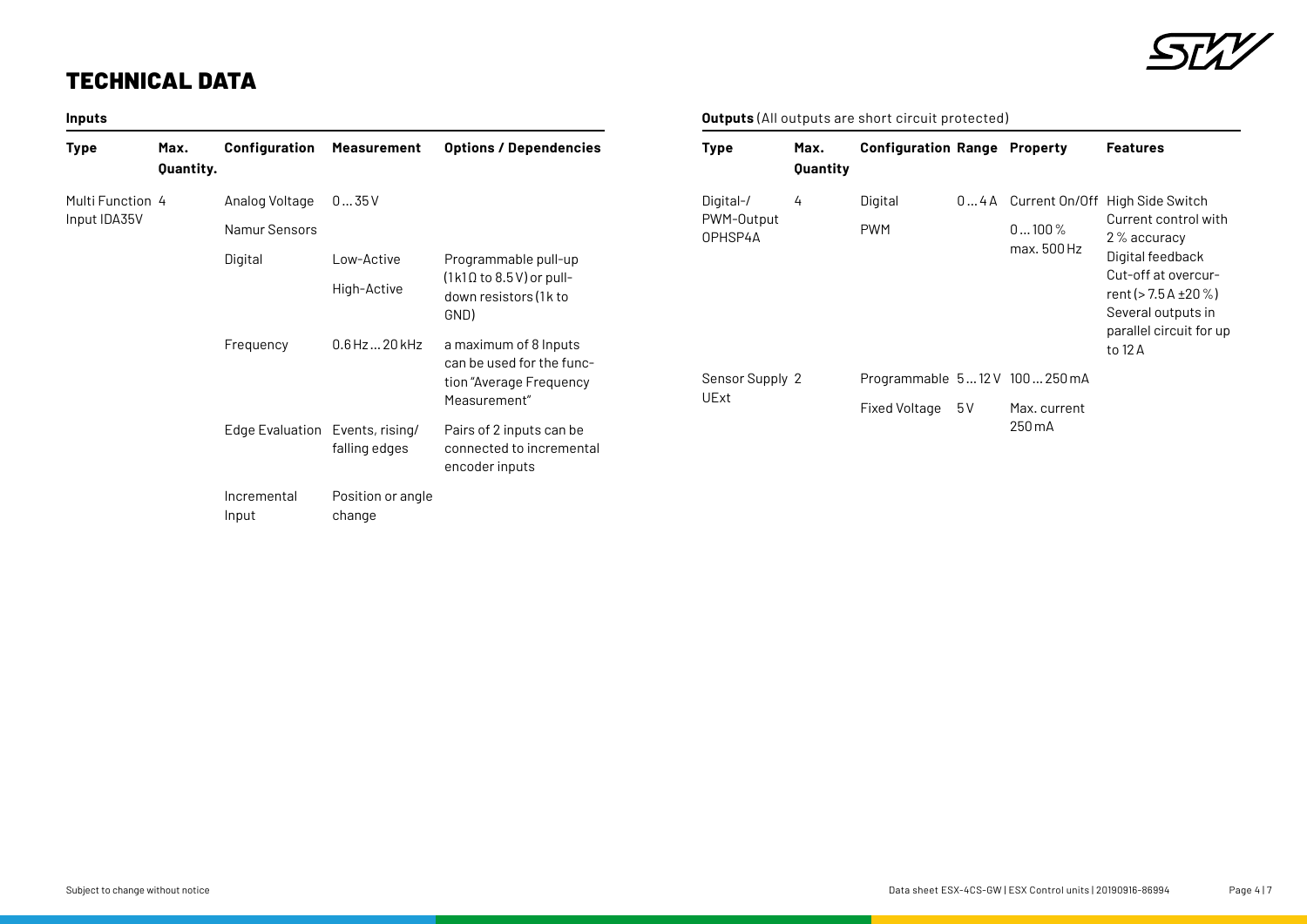# TECHNICAL DATA

**Inputs**

| Type | Max. Quantity. | Configuration | Measurement | Options / Dependencies |
|---|---|---|---|---|
| Multi Function Input IDA35V | 4 | Analog Voltage | 0 … 35 V | |
| | | Namur Sensors | | |
| | | Digital | Low-Active<br>High-Active | Programmable pull-up (1k1 Ω to 8.5 V) or pull-down resistors (1 k to GND) |
| | | Frequency | 0.6 Hz … 20 kHz | a maximum of 8 Inputs can be used for the function "Average Frequency Measurement" |
| | | Edge Evaluation | Events, rising/ falling edges | Pairs of 2 inputs can be connected to incremental encoder inputs |
| | | Incremental Input | Position or angle change | |

**Outputs** (All outputs are short circuit protected)

| Type | Max. Quantity | Configuration | Range | Property | Features |
|---|---|---|---|---|---|
| Digital-/ PWM-Output OPHSP4A | 4 | Digital | 0 … 4 A | Current On/Off | High Side Switch<br>Current control with 2 % accuracy<br>Digital feedback<br>Cut-off at overcurrent (> 7.5 A ±20 %)<br>Several outputs in parallel circuit for up to 12 A |
| | | PWM | | 0 … 100 %<br>max. 500 Hz | |
| Sensor Supply UExt | 2 | Programmable | 5 … 12 V | 100 … 250 mA | |
| | | Fixed Voltage | 5 V | Max. current 250 mA | |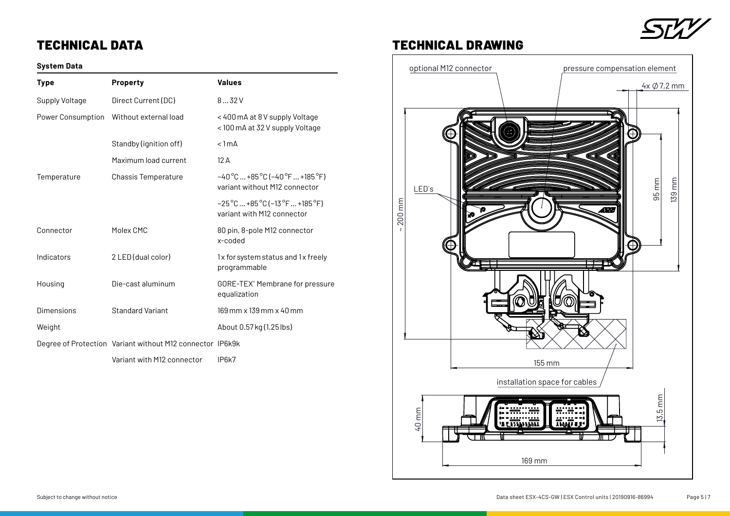# TECHNICAL DATA

### System Data

| Type | Property | Values |
|---|---|---|
| Supply Voltage | Direct Current (DC) | 8 … 32 V |
| Power Consumption | Without external load | < 400 mA at 8 V supply Voltage<br>< 100 mA at 32 V supply Voltage |
| | Standby (ignition off) | < 1 mA |
| | Maximum load current | 12 A |
| Temperature | Chassis Temperature | −40 °C … +85 °C (−40 °F … +185 °F) variant without M12 connector |
| | | −25 °C … +85 °C (−13 °F … +185 °F) variant with M12 connector |
| Connector | Molex CMC | 80 pin, 8-pole M12 connector x-coded |
| Indicators | 2 LED (dual color) | 1x for system status and 1x freely programmable |
| Housing | Die-cast aluminum | GORE-TEX® Membrane for pressure equalization |
| Dimensions | Standard Variant | 169 mm x 139 mm x 40 mm |
| Weight | | About 0.57 kg (1.25 lbs) |
| Degree of Protection | Variant without M12 connector | IP6k9k |
| | Variant with M12 connector | IP6k7 |

# TECHNICAL DRAWING

optional M12 connector

pressure compensation element

4x ∅7,2 mm

LED's

~ 200 mm

95 mm

139 mm

155 mm

installation space for cables

40 mm

13,5 mm

169 mm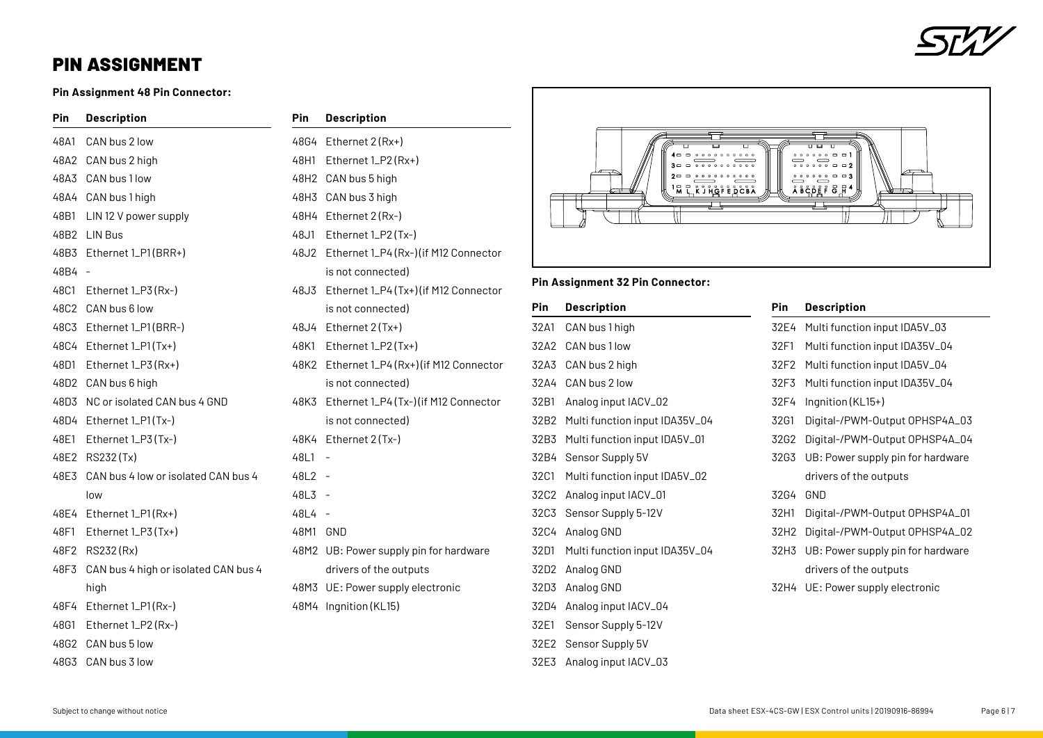# PIN ASSIGNMENT

**Pin Assignment 48 Pin Connector:**

| Pin | Description |
|---|---|
| 48A1 | CAN bus 2 low |
| 48A2 | CAN bus 2 high |
| 48A3 | CAN bus 1 low |
| 48A4 | CAN bus 1 high |
| 48B1 | LIN 12 V power supply |
| 48B2 | LIN Bus |
| 48B3 | Ethernet 1_P1 (BRR+) |
| 48B4 | - |
| 48C1 | Ethernet 1_P3 (Rx-) |
| 48C2 | CAN bus 6 low |
| 48C3 | Ethernet 1_P1 (BRR-) |
| 48C4 | Ethernet 1_P1 (Tx+) |
| 48D1 | Ethernet 1_P3 (Rx+) |
| 48D2 | CAN bus 6 high |
| 48D3 | NC or isolated CAN bus 4 GND |
| 48D4 | Ethernet 1_P1 (Tx-) |
| 48E1 | Ethernet 1_P3 (Tx-) |
| 48E2 | RS232 (Tx) |
| 48E3 | CAN bus 4 low or isolated CAN bus 4 low |
| 48E4 | Ethernet 1_P1 (Rx+) |
| 48F1 | Ethernet 1_P3 (Tx+) |
| 48F2 | RS232 (Rx) |
| 48F3 | CAN bus 4 high or isolated CAN bus 4 high |
| 48F4 | Ethernet 1_P1 (Rx-) |
| 48G1 | Ethernet 1_P2 (Rx-) |
| 48G2 | CAN bus 5 low |
| 48G3 | CAN bus 3 low |
| 48G4 | Ethernet 2 (Rx+) |
| 48H1 | Ethernet 1_P2 (Rx+) |
| 48H2 | CAN bus 5 high |
| 48H3 | CAN bus 3 high |
| 48H4 | Ethernet 2 (Rx-) |
| 48J1 | Ethernet 1_P2 (Tx-) |
| 48J2 | Ethernet 1_P4 (Rx-) (if M12 Connector is not connected) |
| 48J3 | Ethernet 1_P4 (Tx+) (if M12 Connector is not connected) |
| 48J4 | Ethernet 2 (Tx+) |
| 48K1 | Ethernet 1_P2 (Tx+) |
| 48K2 | Ethernet 1_P4 (Rx+) (if M12 Connector is not connected) |
| 48K3 | Ethernet 1_P4 (Tx-) (if M12 Connector is not connected) |
| 48K4 | Ethernet 2 (Tx-) |
| 48L1 | - |
| 48L2 | - |
| 48L3 | - |
| 48L4 | - |
| 48M1 | GND |
| 48M2 | UB: Power supply pin for hardware drivers of the outputs |
| 48M3 | UE: Power supply electronic |
| 48M4 | Ingnition (KL15) |

**Pin Assignment 32 Pin Connector:**

| Pin | Description |
|---|---|
| 32A1 | CAN bus 1 high |
| 32A2 | CAN bus 1 low |
| 32A3 | CAN bus 2 high |
| 32A4 | CAN bus 2 low |
| 32B1 | Analog input IACV_02 |
| 32B2 | Multi function input IDA35V_04 |
| 32B3 | Multi function input IDA5V_01 |
| 32B4 | Sensor Supply 5V |
| 32C1 | Multi function input IDA5V_02 |
| 32C2 | Analog input IACV_01 |
| 32C3 | Sensor Supply 5-12V |
| 32C4 | Analog GND |
| 32D1 | Multi function input IDA35V_04 |
| 32D2 | Analog GND |
| 32D3 | Analog GND |
| 32D4 | Analog input IACV_04 |
| 32E1 | Sensor Supply 5-12V |
| 32E2 | Sensor Supply 5V |
| 32E3 | Analog input IACV_03 |
| 32E4 | Multi function input IDA5V_03 |
| 32F1 | Multi function input IDA35V_04 |
| 32F2 | Multi function input IDA5V_04 |
| 32F3 | Multi function input IDA35V_04 |
| 32F4 | Ingnition (KL15+) |
| 32G1 | Digital-/PWM-Output OPHSP4A_03 |
| 32G2 | Digital-/PWM-Output OPHSP4A_04 |
| 32G3 | UB: Power supply pin for hardware drivers of the outputs |
| 32G4 | GND |
| 32H1 | Digital-/PWM-Output OPHSP4A_01 |
| 32H2 | Digital-/PWM-Output OPHSP4A_02 |
| 32H3 | UB: Power supply pin for hardware drivers of the outputs |
| 32H4 | UE: Power supply electronic |

Subject to change without notice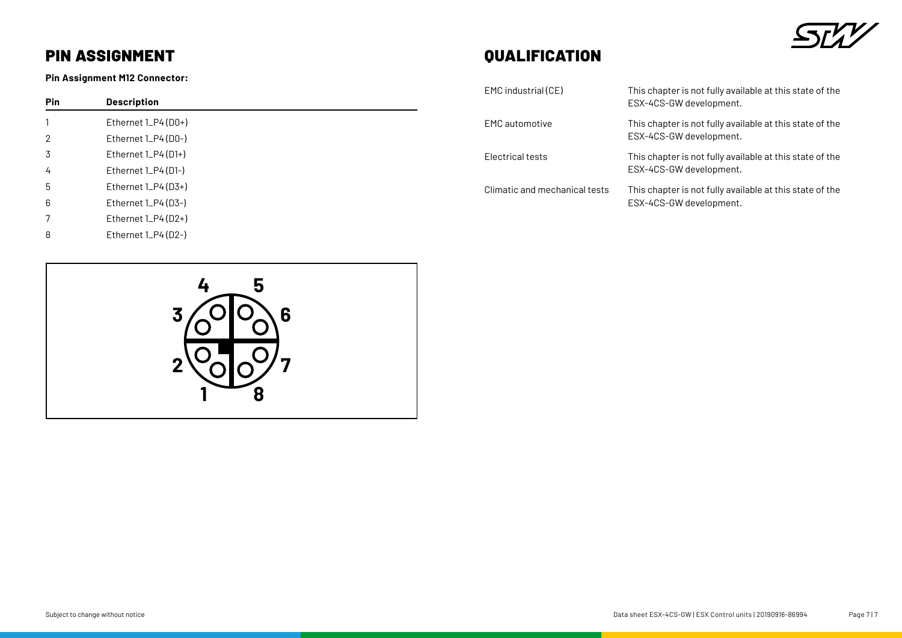## PIN ASSIGNMENT

**Pin Assignment M12 Connector:**

| Pin | Description |
|---|---|
| 1 | Ethernet 1_P4 (D0+) |
| 2 | Ethernet 1_P4 (D0-) |
| 3 | Ethernet 1_P4 (D1+) |
| 4 | Ethernet 1_P4 (D1-) |
| 5 | Ethernet 1_P4 (D3+) |
| 6 | Ethernet 1_P4 (D3-) |
| 7 | Ethernet 1_P4 (D2+) |
| 8 | Ethernet 1_P4 (D2-) |

4
5
3
6
2
7
1
8

## QUALIFICATION

| | |
|---|---|
| EMC industrial (CE) | This chapter is not fully available at this state of the ESX-4CS-GW development. |
| EMC automotive | This chapter is not fully available at this state of the ESX-4CS-GW development. |
| Electrical tests | This chapter is not fully available at this state of the ESX-4CS-GW development. |
| Climatic and mechanical tests | This chapter is not fully available at this state of the ESX-4CS-GW development. |

Subject to change without notice